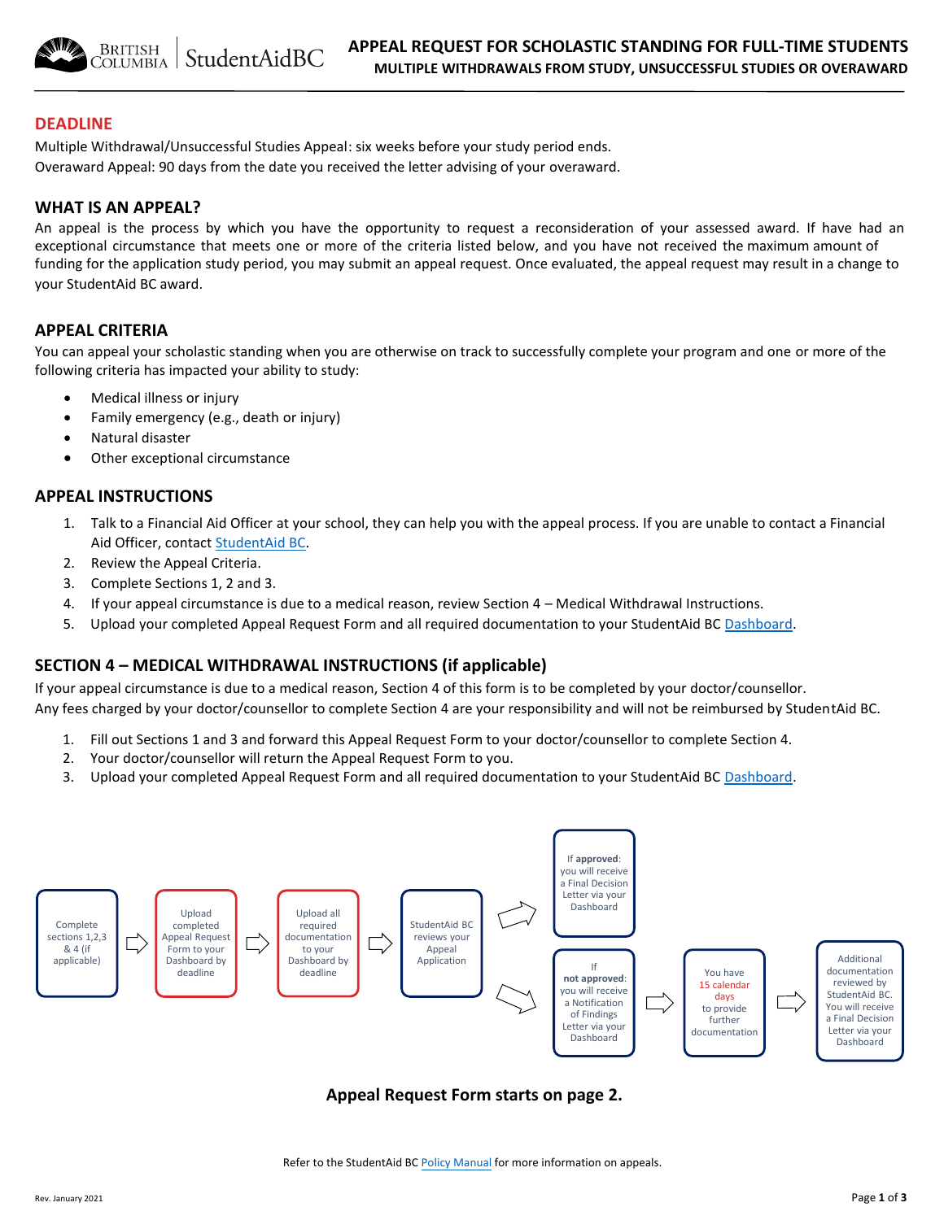# APPEAL REQUEST FOR SCHOLASTIC STANDING FOR FULL-TIME STUDENTS

**MULTIPLE WITHDRAWALS FROM STUDY, UNSUCCESSFUL STUDIES OR OVERAWARD**

## DEADLINE

Multiple Withdrawal/Unsuccessful Studies Appeal: six weeks before your study period ends.
Overaward Appeal: 90 days from the date you received the letter advising of your overaward.

## WHAT IS AN APPEAL?

An appeal is the process by which you have the opportunity to request a reconsideration of your assessed award. If have had an exceptional circumstance that meets one or more of the criteria listed below, and you have not received the maximum amount of funding for the application study period, you may submit an appeal request. Once evaluated, the appeal request may result in a change to your StudentAid BC award.

## APPEAL CRITERIA

You can appeal your scholastic standing when you are otherwise on track to successfully complete your program and one or more of the following criteria has impacted your ability to study:

- Medical illness or injury
- Family emergency (e.g., death or injury)
- Natural disaster
- Other exceptional circumstance

## APPEAL INSTRUCTIONS

1. Talk to a Financial Aid Officer at your school, they can help you with the appeal process. If you are unable to contact a Financial Aid Officer, contact StudentAid BC.
2. Review the Appeal Criteria.
3. Complete Sections 1, 2 and 3.
4. If your appeal circumstance is due to a medical reason, review Section 4 – Medical Withdrawal Instructions.
5. Upload your completed Appeal Request Form and all required documentation to your StudentAid BC Dashboard.

## SECTION 4 – MEDICAL WITHDRAWAL INSTRUCTIONS (if applicable)

If your appeal circumstance is due to a medical reason, Section 4 of this form is to be completed by your doctor/counsellor.
Any fees charged by your doctor/counsellor to complete Section 4 are your responsibility and will not be reimbursed by StudentAid BC.

1. Fill out Sections 1 and 3 and forward this Appeal Request Form to your doctor/counsellor to complete Section 4.
2. Your doctor/counsellor will return the Appeal Request Form to you.
3. Upload your completed Appeal Request Form and all required documentation to your StudentAid BC Dashboard.

Complete sections 1,2,3 & 4 (if applicable) → Upload completed Appeal Request Form to your Dashboard by deadline → Upload all required documentation to your Dashboard by deadline → StudentAid BC reviews your Appeal Application →

- If **approved**: you will receive a Final Decision Letter via your Dashboard
- If **not approved**: you will receive a Notification of Findings Letter via your Dashboard → You have 15 calendar days to provide further documentation → Additional documentation reviewed by StudentAid BC. You will receive a Final Decision Letter via your Dashboard

**Appeal Request Form starts on page 2.**

Refer to the StudentAid BC Policy Manual for more information on appeals.

Rev. January 2021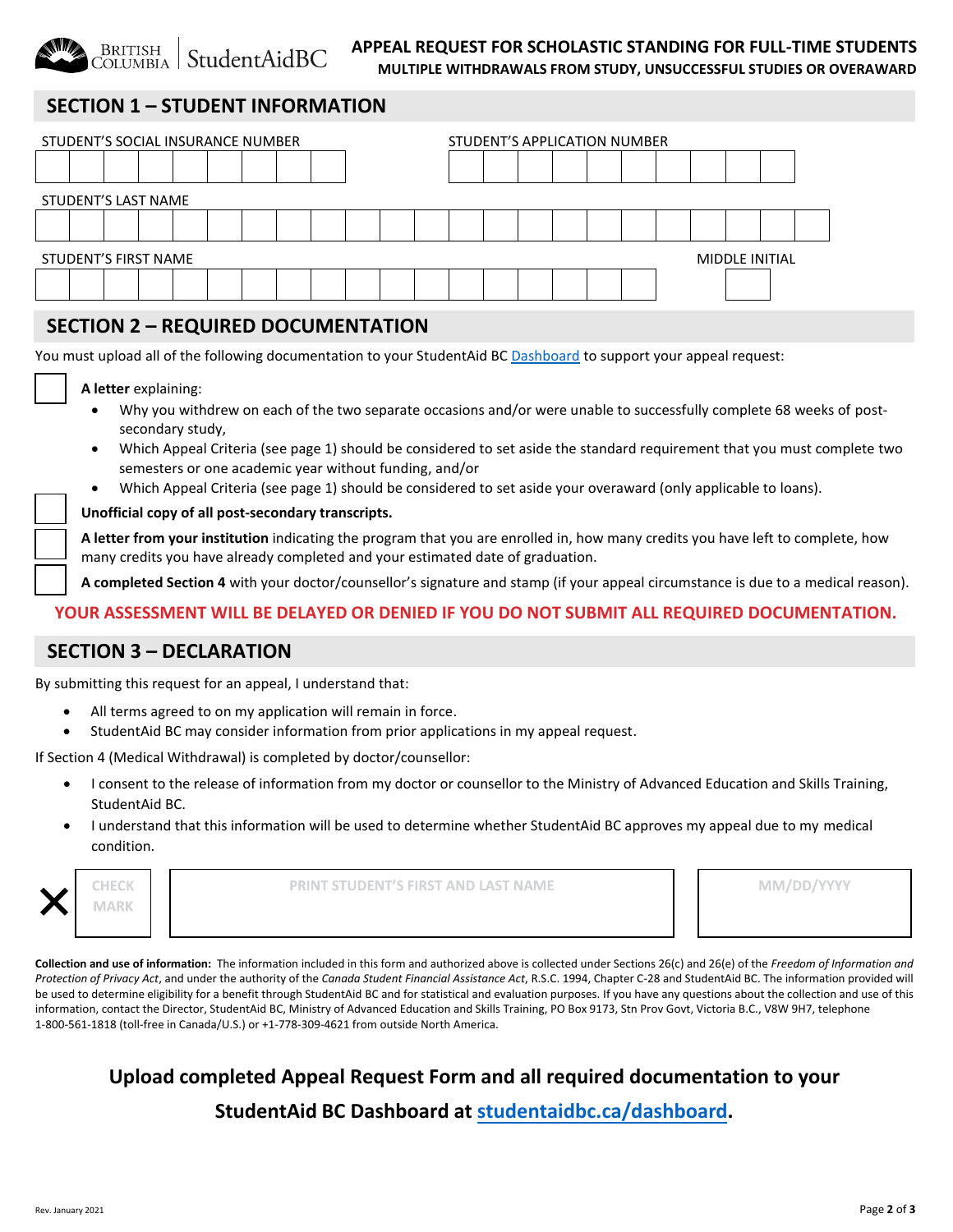# APPEAL REQUEST FOR SCHOLASTIC STANDING FOR FULL-TIME STUDENTS

**MULTIPLE WITHDRAWALS FROM STUDY, UNSUCCESSFUL STUDIES OR OVERAWARD**

## SECTION 1 – STUDENT INFORMATION

STUDENT'S SOCIAL INSURANCE NUMBER

STUDENT'S APPLICATION NUMBER

STUDENT'S LAST NAME

STUDENT'S FIRST NAME

MIDDLE INITIAL

## SECTION 2 – REQUIRED DOCUMENTATION

You must upload all of the following documentation to your StudentAid BC Dashboard to support your appeal request:

☐ **A letter** explaining:

- Why you withdrew on each of the two separate occasions and/or were unable to successfully complete 68 weeks of post-secondary study,
- Which Appeal Criteria (see page 1) should be considered to set aside the standard requirement that you must complete two semesters or one academic year without funding, and/or
- Which Appeal Criteria (see page 1) should be considered to set aside your overaward (only applicable to loans).

☐ **Unofficial copy of all post-secondary transcripts.**

☐ **A letter from your institution** indicating the program that you are enrolled in, how many credits you have left to complete, how many credits you have already completed and your estimated date of graduation.

☐ **A completed Section 4** with your doctor/counsellor's signature and stamp (if your appeal circumstance is due to a medical reason).

**YOUR ASSESSMENT WILL BE DELAYED OR DENIED IF YOU DO NOT SUBMIT ALL REQUIRED DOCUMENTATION.**

## SECTION 3 – DECLARATION

By submitting this request for an appeal, I understand that:

- All terms agreed to on my application will remain in force.
- StudentAid BC may consider information from prior applications in my appeal request.

If Section 4 (Medical Withdrawal) is completed by doctor/counsellor:

- I consent to the release of information from my doctor or counsellor to the Ministry of Advanced Education and Skills Training, StudentAid BC.
- I understand that this information will be used to determine whether StudentAid BC approves my appeal due to my medical condition.

| ✕ CHECK MARK | PRINT STUDENT'S FIRST AND LAST NAME | MM/DD/YYYY |
|---|---|---|
| | | |

**Collection and use of information:** The information included in this form and authorized above is collected under Sections 26(c) and 26(e) of the *Freedom of Information and Protection of Privacy Act*, and under the authority of the *Canada Student Financial Assistance Act*, R.S.C. 1994, Chapter C-28 and StudentAid BC. The information provided will be used to determine eligibility for a benefit through StudentAid BC and for statistical and evaluation purposes. If you have any questions about the collection and use of this information, contact the Director, StudentAid BC, Ministry of Advanced Education and Skills Training, PO Box 9173, Stn Prov Govt, Victoria B.C., V8W 9H7, telephone 1-800-561-1818 (toll-free in Canada/U.S.) or +1-778-309-4621 from outside North America.

**Upload completed Appeal Request Form and all required documentation to your StudentAid BC Dashboard at studentaidbc.ca/dashboard.**

Rev. January 2021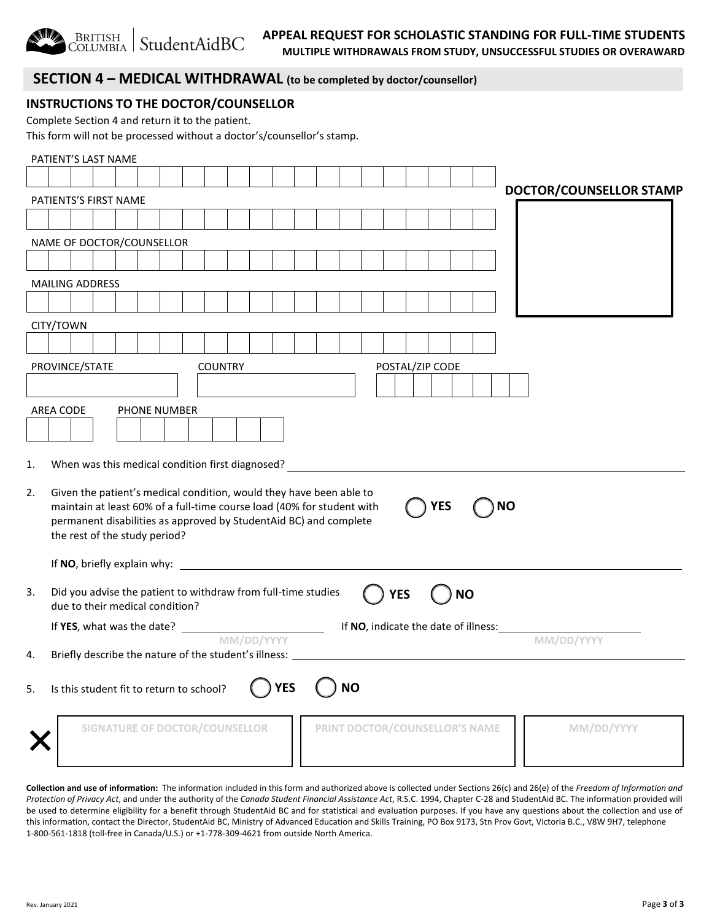BRITISH COLUMBIA | StudentAidBC

**APPEAL REQUEST FOR SCHOLASTIC STANDING FOR FULL-TIME STUDENTS**
**MULTIPLE WITHDRAWALS FROM STUDY, UNSUCCESSFUL STUDIES OR OVERAWARD**

## SECTION 4 – MEDICAL WITHDRAWAL (to be completed by doctor/counsellor)

### INSTRUCTIONS TO THE DOCTOR/COUNSELLOR

Complete Section 4 and return it to the patient.
This form will not be processed without a doctor's/counsellor's stamp.

PATIENT'S LAST NAME

PATIENTS'S FIRST NAME

NAME OF DOCTOR/COUNSELLOR

MAILING ADDRESS

CITY/TOWN

PROVINCE/STATE

COUNTRY

POSTAL/ZIP CODE

AREA CODE

PHONE NUMBER

**DOCTOR/COUNSELLOR STAMP**

1. When was this medical condition first diagnosed? ______________________

2. Given the patient's medical condition, would they have been able to maintain at least 60% of a full-time course load (40% for student with permanent disabilities as approved by StudentAid BC) and complete the rest of the study period? ◯ **YES** ◯ **NO**

   If **NO**, briefly explain why: ______________________

3. Did you advise the patient to withdraw from full-time studies due to their medical condition? ◯ **YES** ◯ **NO**

   If **YES**, what was the date? ____________ MM/DD/YYYY   If **NO**, indicate the date of illness: ____________ MM/DD/YYYY

4. Briefly describe the nature of the student's illness: ______________________

5. Is this student fit to return to school? ◯ **YES** ◯ **NO**

✕ SIGNATURE OF DOCTOR/COUNSELLOR | PRINT DOCTOR/COUNSELLOR'S NAME | MM/DD/YYYY

**Collection and use of information:** The information included in this form and authorized above is collected under Sections 26(c) and 26(e) of the *Freedom of Information and Protection of Privacy Act*, and under the authority of the *Canada Student Financial Assistance Act*, R.S.C. 1994, Chapter C-28 and StudentAid BC. The information provided will be used to determine eligibility for a benefit through StudentAid BC and for statistical and evaluation purposes. If you have any questions about the collection and use of this information, contact the Director, StudentAid BC, Ministry of Advanced Education and Skills Training, PO Box 9173, Stn Prov Govt, Victoria B.C., V8W 9H7, telephone 1-800-561-1818 (toll-free in Canada/U.S.) or +1-778-309-4621 from outside North America.

Rev. January 2021